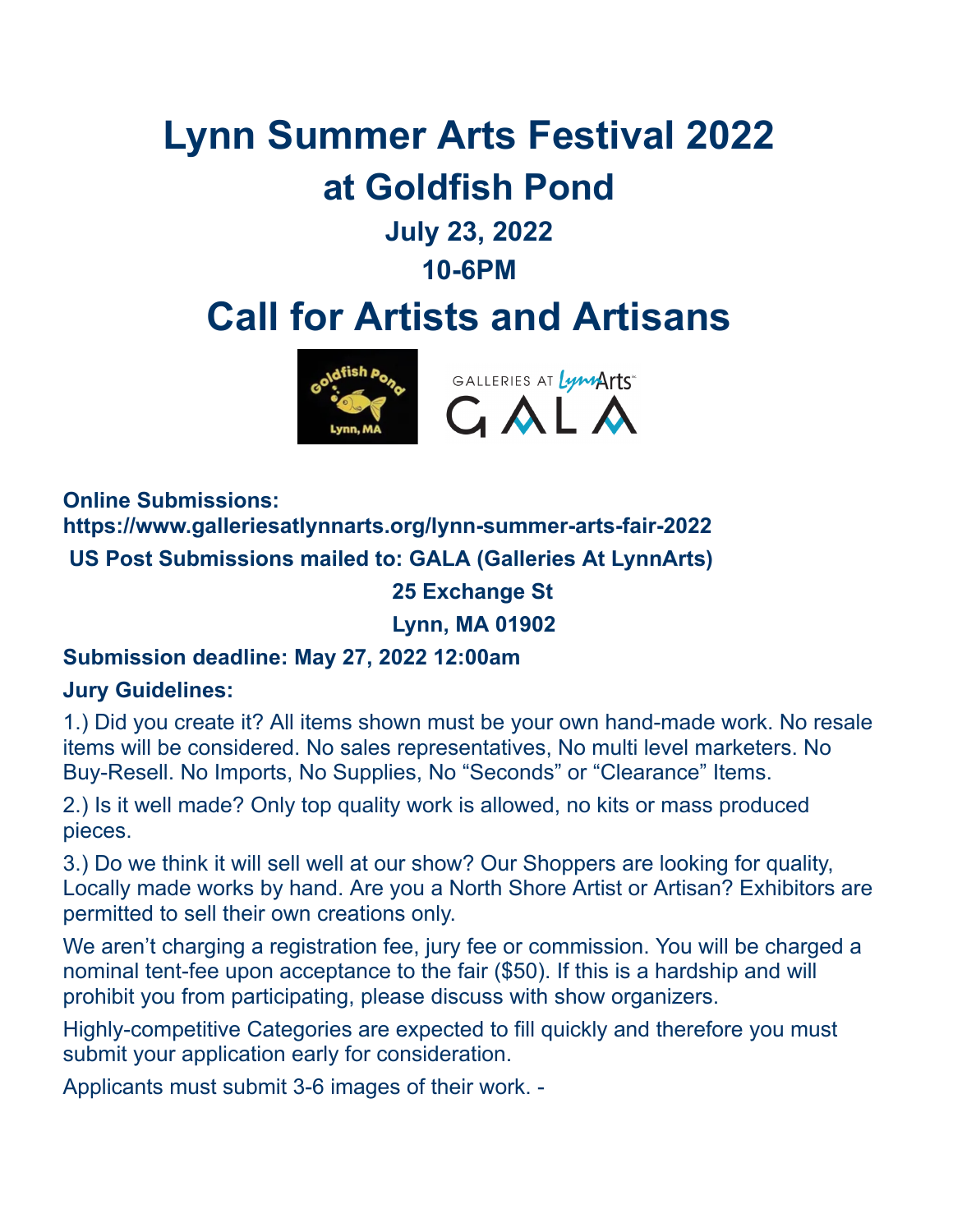# Lynn Summer Arts Festival 2022

## at Goldfish Pond

### July 23, 2022

### 10-6PM

# Call for Artists and Artisans

**Online Submissions:**
**https://www.galleriesatlynnarts.org/lynn-summer-arts-fair-2022**

**US Post Submissions mailed to: GALA (Galleries At LynnArts)**
**25 Exchange St**
**Lynn, MA 01902**

**Submission deadline: May 27, 2022 12:00am**

**Jury Guidelines:**

1.) Did you create it? All items shown must be your own hand-made work. No resale items will be considered. No sales representatives, No multi level marketers. No Buy-Resell. No Imports, No Supplies, No "Seconds" or "Clearance" Items.

2.) Is it well made? Only top quality work is allowed, no kits or mass produced pieces.

3.) Do we think it will sell well at our show? Our Shoppers are looking for quality, Locally made works by hand. Are you a North Shore Artist or Artisan? Exhibitors are permitted to sell their own creations only.

We aren't charging a registration fee, jury fee or commission. You will be charged a nominal tent-fee upon acceptance to the fair ($50). If this is a hardship and will prohibit you from participating, please discuss with show organizers.

Highly-competitive Categories are expected to fill quickly and therefore you must submit your application early for consideration.

Applicants must submit 3-6 images of their work. -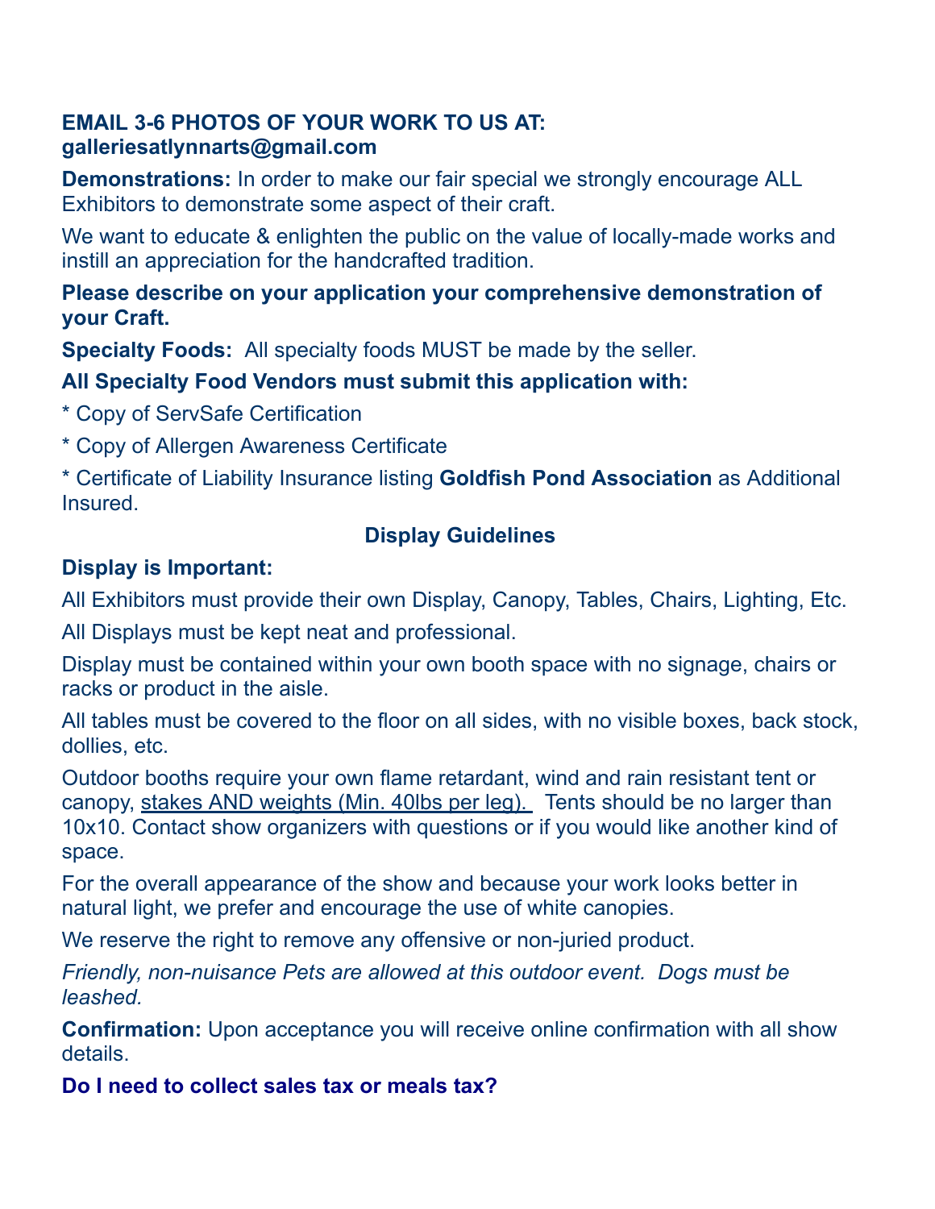**EMAIL 3-6 PHOTOS OF YOUR WORK TO US AT: galleriesatlynnarts@gmail.com**

**Demonstrations:** In order to make our fair special we strongly encourage ALL Exhibitors to demonstrate some aspect of their craft.

We want to educate & enlighten the public on the value of locally-made works and instill an appreciation for the handcrafted tradition.

**Please describe on your application your comprehensive demonstration of your Craft.**

**Specialty Foods:** All specialty foods MUST be made by the seller.

**All Specialty Food Vendors must submit this application with:**

* Copy of ServSafe Certification

* Copy of Allergen Awareness Certificate

* Certificate of Liability Insurance listing **Goldfish Pond Association** as Additional Insured.

## Display Guidelines

**Display is Important:**

All Exhibitors must provide their own Display, Canopy, Tables, Chairs, Lighting, Etc.

All Displays must be kept neat and professional.

Display must be contained within your own booth space with no signage, chairs or racks or product in the aisle.

All tables must be covered to the floor on all sides, with no visible boxes, back stock, dollies, etc.

Outdoor booths require your own flame retardant, wind and rain resistant tent or canopy, stakes AND weights (Min. 40lbs per leg). Tents should be no larger than 10x10. Contact show organizers with questions or if you would like another kind of space.

For the overall appearance of the show and because your work looks better in natural light, we prefer and encourage the use of white canopies.

We reserve the right to remove any offensive or non-juried product.

*Friendly, non-nuisance Pets are allowed at this outdoor event. Dogs must be leashed.*

**Confirmation:** Upon acceptance you will receive online confirmation with all show details.

**Do I need to collect sales tax or meals tax?**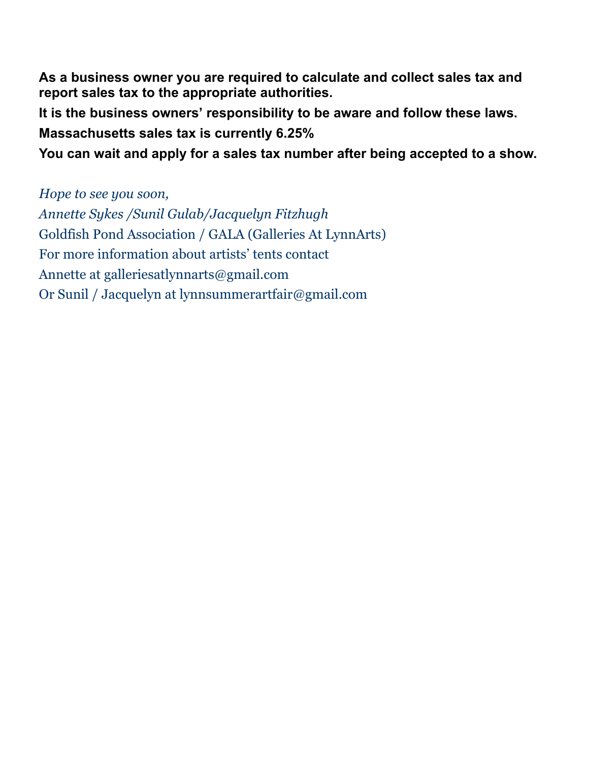**As a business owner you are required to calculate and collect sales tax and report sales tax to the appropriate authorities.**

**It is the business owners' responsibility to be aware and follow these laws.**

**Massachusetts sales tax is currently 6.25%**

**You can wait and apply for a sales tax number after being accepted to a show.**

*Hope to see you soon,*

*Annette Sykes /Sunil Gulab/Jacquelyn Fitzhugh*

Goldfish Pond Association / GALA (Galleries At LynnArts)

For more information about artists' tents contact

Annette at galleriesatlynnarts@gmail.com

Or Sunil / Jacquelyn at lynnsummerartfair@gmail.com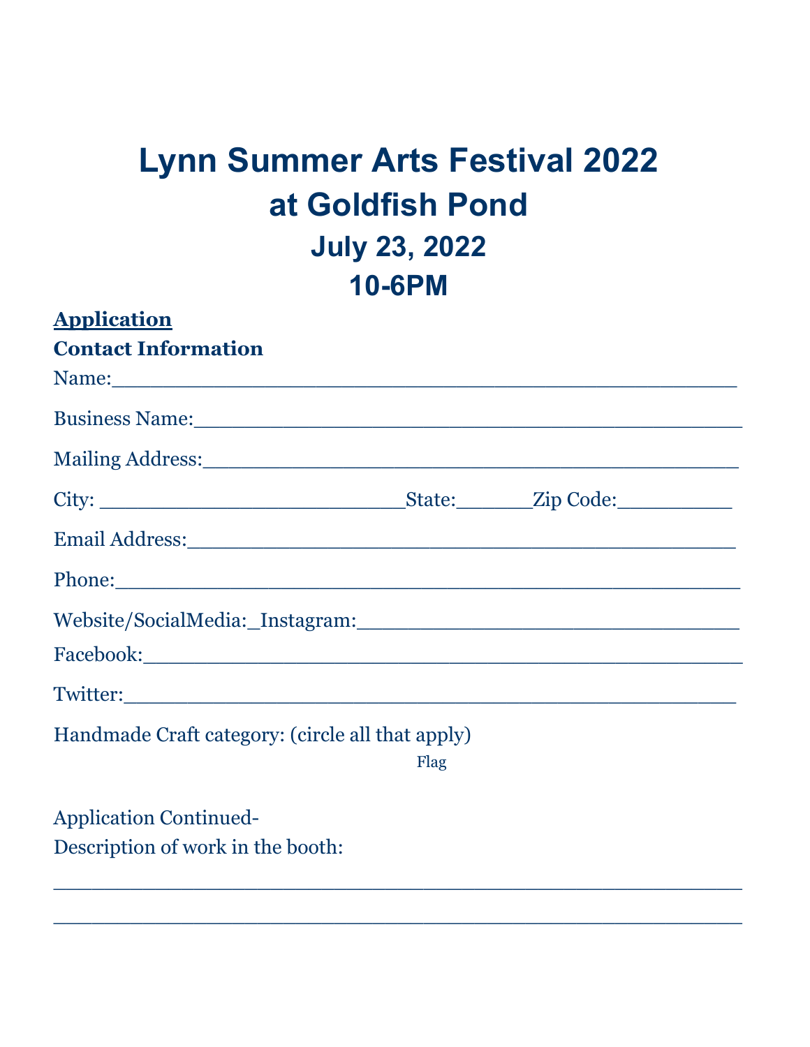# Lynn Summer Arts Festival 2022
# at Goldfish Pond
## July 23, 2022
## 10-6PM

**Application**

**Contact Information**

Name:_______________________________________________

Business Name:__________________________________________

Mailing Address:_________________________________________

City: __________________________State:_______Zip Code:__________

Email Address:___________________________________________

Phone:_________________________________________________

Website/SocialMedia:_Instagram:_________________________________

Facebook:_______________________________________________

Twitter:_______________________________________________

Handmade Craft category: (circle all that apply)

Flag

Application Continued-

Description of work in the booth:

_______________________________________________________

_______________________________________________________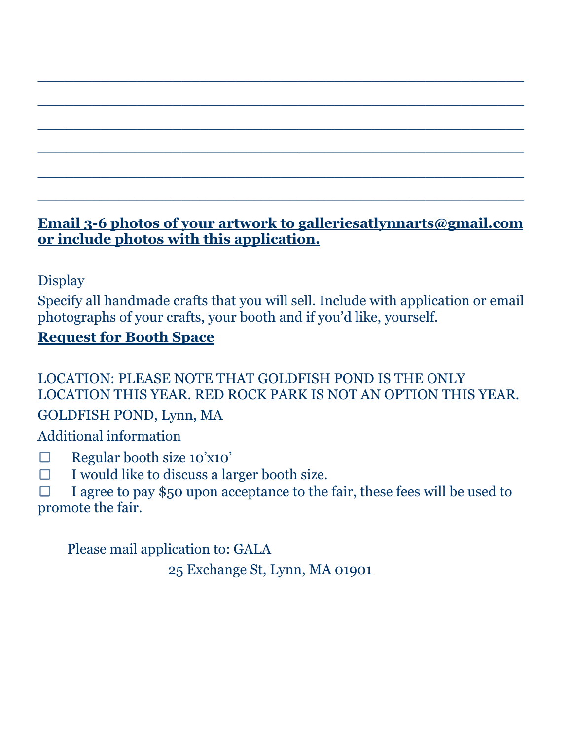\_\_\_\_\_\_\_\_\_\_\_\_\_\_\_\_\_\_\_\_\_\_\_\_\_\_\_\_\_\_\_\_\_\_\_\_\_\_\_\_\_\_\_\_\_\_\_\_\_\_\_\_\_\_\_\_

\_\_\_\_\_\_\_\_\_\_\_\_\_\_\_\_\_\_\_\_\_\_\_\_\_\_\_\_\_\_\_\_\_\_\_\_\_\_\_\_\_\_\_\_\_\_\_\_\_\_\_\_\_\_\_\_

\_\_\_\_\_\_\_\_\_\_\_\_\_\_\_\_\_\_\_\_\_\_\_\_\_\_\_\_\_\_\_\_\_\_\_\_\_\_\_\_\_\_\_\_\_\_\_\_\_\_\_\_\_\_\_\_

\_\_\_\_\_\_\_\_\_\_\_\_\_\_\_\_\_\_\_\_\_\_\_\_\_\_\_\_\_\_\_\_\_\_\_\_\_\_\_\_\_\_\_\_\_\_\_\_\_\_\_\_\_\_\_\_

\_\_\_\_\_\_\_\_\_\_\_\_\_\_\_\_\_\_\_\_\_\_\_\_\_\_\_\_\_\_\_\_\_\_\_\_\_\_\_\_\_\_\_\_\_\_\_\_\_\_\_\_\_\_\_\_

\_\_\_\_\_\_\_\_\_\_\_\_\_\_\_\_\_\_\_\_\_\_\_\_\_\_\_\_\_\_\_\_\_\_\_\_\_\_\_\_\_\_\_\_\_\_\_\_\_\_\_\_\_\_\_\_

**Email 3-6 photos of your artwork to galleriesatlynnarts@gmail.com or include photos with this application.**

Display

Specify all handmade crafts that you will sell. Include with application or email photographs of your crafts, your booth and if you'd like, yourself.

**Request for Booth Space**

LOCATION: PLEASE NOTE THAT GOLDFISH POND IS THE ONLY LOCATION THIS YEAR. RED ROCK PARK IS NOT AN OPTION THIS YEAR.

GOLDFISH POND, Lynn, MA

Additional information

- ☐ Regular booth size 10'x10'
- ☐ I would like to discuss a larger booth size.
- ☐ I agree to pay $50 upon acceptance to the fair, these fees will be used to promote the fair.

Please mail application to: GALA

25 Exchange St, Lynn, MA 01901